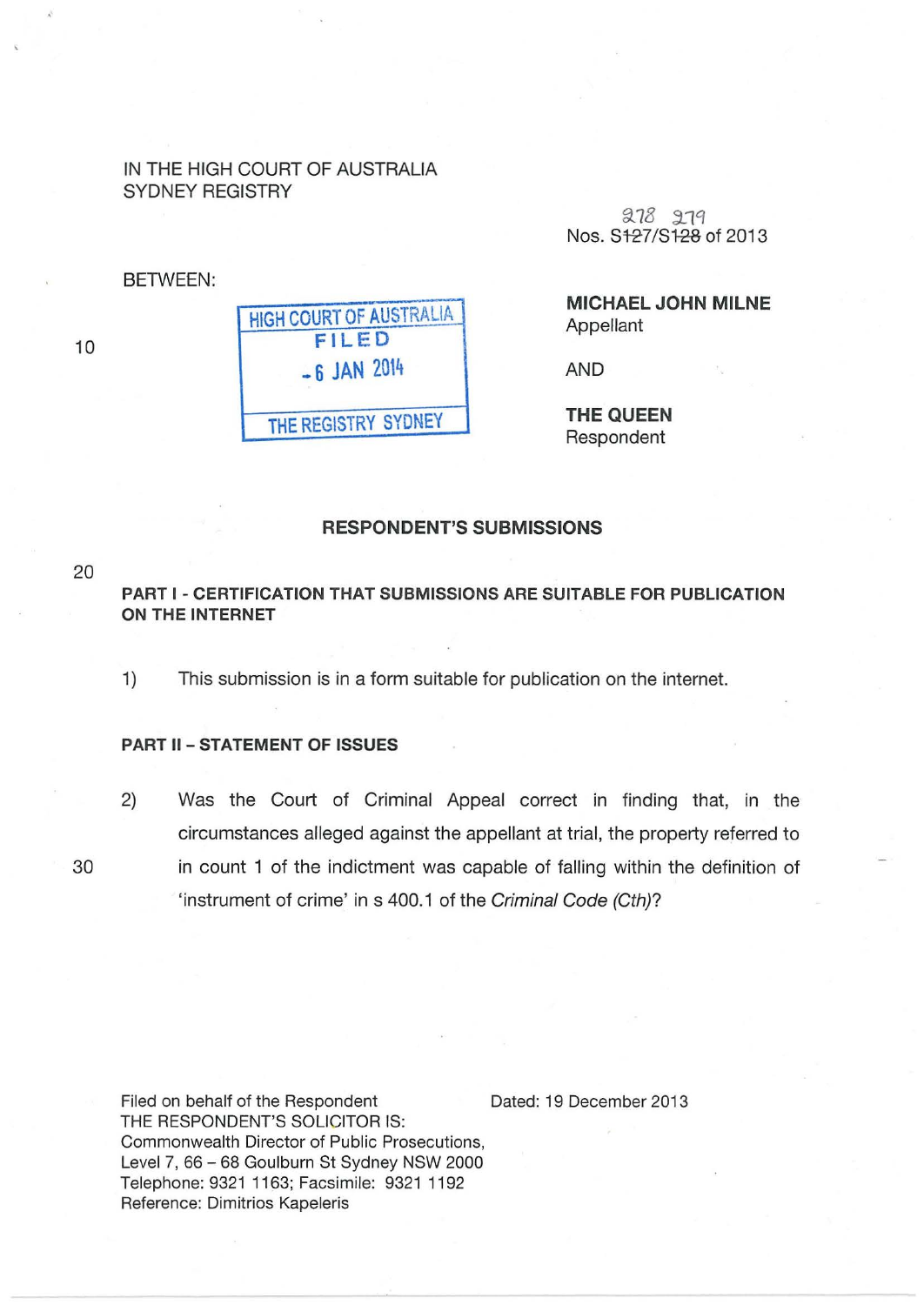IN THE HIGH COURT OF AUSTRALIA
SYDNEY REGISTRY

Nos. S278/S279 of 2013

BETWEEN:

HIGH COURT OF AUSTRALIA
FILED
- 6 JAN 2014
THE REGISTRY SYDNEY

**MICHAEL JOHN MILNE**
Appellant

AND

**THE QUEEN**
Respondent

## RESPONDENT'S SUBMISSIONS

### PART I - CERTIFICATION THAT SUBMISSIONS ARE SUITABLE FOR PUBLICATION ON THE INTERNET

1) This submission is in a form suitable for publication on the internet.

### PART II – STATEMENT OF ISSUES

2) Was the Court of Criminal Appeal correct in finding that, in the circumstances alleged against the appellant at trial, the property referred to in count 1 of the indictment was capable of falling within the definition of 'instrument of crime' in s 400.1 of the *Criminal Code (Cth)*?

Filed on behalf of the Respondent
THE RESPONDENT'S SOLICITOR IS:
Commonwealth Director of Public Prosecutions,
Level 7, 66 – 68 Goulburn St Sydney NSW 2000
Telephone: 9321 1163; Facsimile: 9321 1192
Reference: Dimitrios Kapeleris

Dated: 19 December 2013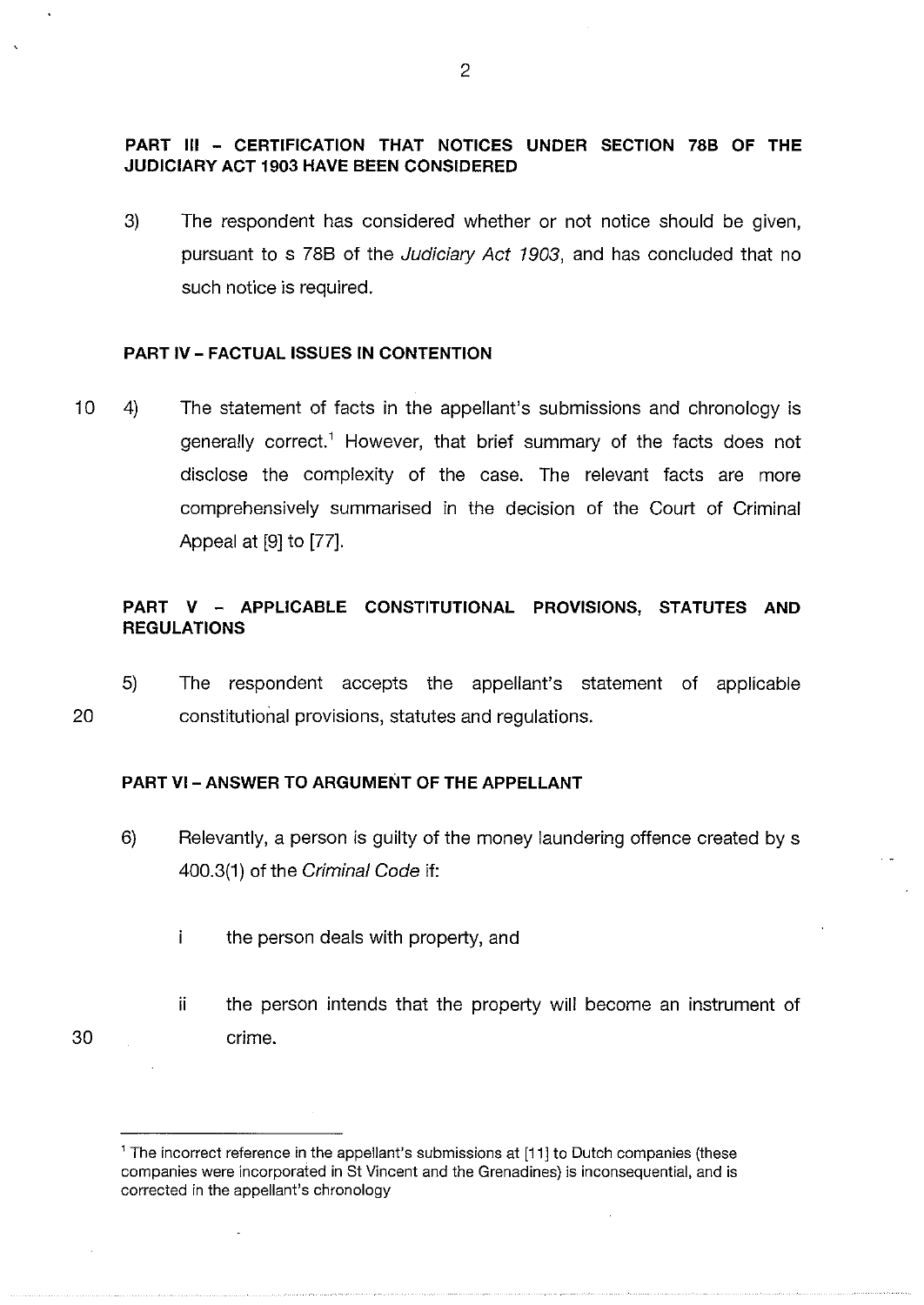## PART III – CERTIFICATION THAT NOTICES UNDER SECTION 78B OF THE JUDICIARY ACT 1903 HAVE BEEN CONSIDERED

3) The respondent has considered whether or not notice should be given, pursuant to s 78B of the *Judiciary Act 1903*, and has concluded that no such notice is required.

## PART IV – FACTUAL ISSUES IN CONTENTION

4) The statement of facts in the appellant's submissions and chronology is generally correct.[1] However, that brief summary of the facts does not disclose the complexity of the case. The relevant facts are more comprehensively summarised in the decision of the Court of Criminal Appeal at [9] to [77].

## PART V – APPLICABLE CONSTITUTIONAL PROVISIONS, STATUTES AND REGULATIONS

5) The respondent accepts the appellant's statement of applicable constitutional provisions, statutes and regulations.

## PART VI – ANSWER TO ARGUMENT OF THE APPELLANT

6) Relevantly, a person is guilty of the money laundering offence created by s 400.3(1) of the *Criminal Code* if:

   i the person deals with property, and

   ii the person intends that the property will become an instrument of crime.

---

[1] The incorrect reference in the appellant's submissions at [11] to Dutch companies (these companies were incorporated in St Vincent and the Grenadines) is inconsequential, and is corrected in the appellant's chronology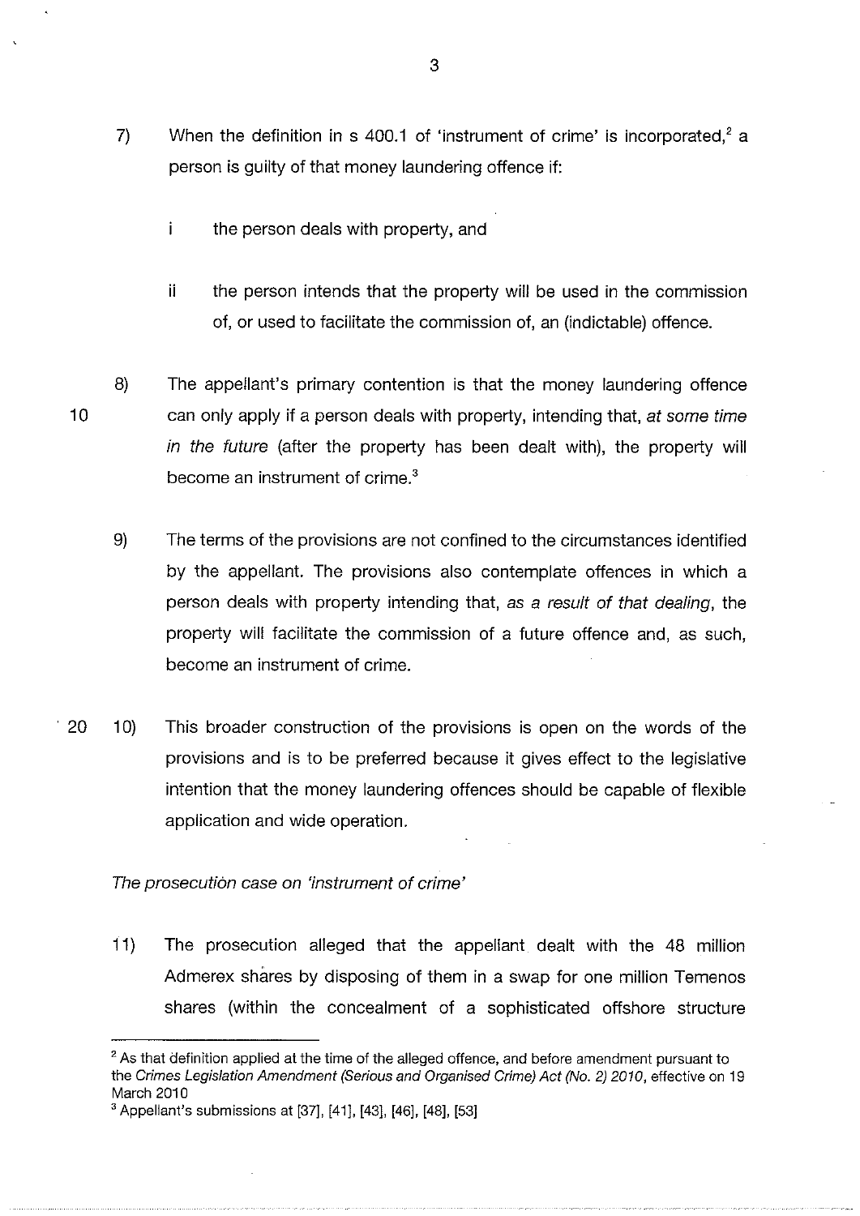7) When the definition in s 400.1 of 'instrument of crime' is incorporated,[2] a person is guilty of that money laundering offence if:

   i the person deals with property, and

   ii the person intends that the property will be used in the commission of, or used to facilitate the commission of, an (indictable) offence.

8) The appellant's primary contention is that the money laundering offence can only apply if a person deals with property, intending that, *at some time in the future* (after the property has been dealt with), the property will become an instrument of crime.[3]

9) The terms of the provisions are not confined to the circumstances identified by the appellant. The provisions also contemplate offences in which a person deals with property intending that, *as a result of that dealing*, the property will facilitate the commission of a future offence and, as such, become an instrument of crime.

10) This broader construction of the provisions is open on the words of the provisions and is to be preferred because it gives effect to the legislative intention that the money laundering offences should be capable of flexible application and wide operation.

*The prosecution case on 'instrument of crime'*

11) The prosecution alleged that the appellant dealt with the 48 million Admerex shares by disposing of them in a swap for one million Temenos shares (within the concealment of a sophisticated offshore structure

---

[2] As that definition applied at the time of the alleged offence, and before amendment pursuant to the *Crimes Legislation Amendment (Serious and Organised Crime) Act (No. 2) 2010*, effective on 19 March 2010

[3] Appellant's submissions at [37], [41], [43], [46], [48], [53]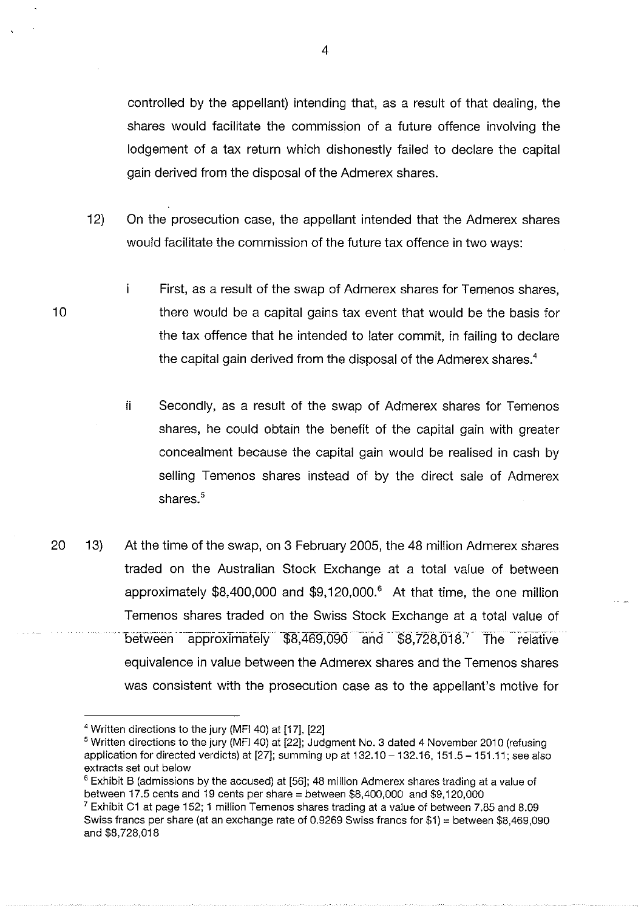controlled by the appellant) intending that, as a result of that dealing, the shares would facilitate the commission of a future offence involving the lodgement of a tax return which dishonestly failed to declare the capital gain derived from the disposal of the Admerex shares.

12) On the prosecution case, the appellant intended that the Admerex shares would facilitate the commission of the future tax offence in two ways:

   i First, as a result of the swap of Admerex shares for Temenos shares, there would be a capital gains tax event that would be the basis for the tax offence that he intended to later commit, in failing to declare the capital gain derived from the disposal of the Admerex shares.[4]

   ii Secondly, as a result of the swap of Admerex shares for Temenos shares, he could obtain the benefit of the capital gain with greater concealment because the capital gain would be realised in cash by selling Temenos shares instead of by the direct sale of Admerex shares.[5]

13) At the time of the swap, on 3 February 2005, the 48 million Admerex shares traded on the Australian Stock Exchange at a total value of between approximately $8,400,000 and $9,120,000.[6] At that time, the one million Temenos shares traded on the Swiss Stock Exchange at a total value of between approximately $8,469,090 and $8,728,018.[7] The relative equivalence in value between the Admerex shares and the Temenos shares was consistent with the prosecution case as to the appellant's motive for

---

[4] Written directions to the jury (MFI 40) at [17], [22]

[5] Written directions to the jury (MFI 40) at [22]; Judgment No. 3 dated 4 November 2010 (refusing application for directed verdicts) at [27]; summing up at 132.10 – 132.16, 151.5 – 151.11; see also extracts set out below

[6] Exhibit B (admissions by the accused) at [56]; 48 million Admerex shares trading at a value of between 17.5 cents and 19 cents per share = between $8,400,000 and $9,120,000

[7] Exhibit C1 at page 152; 1 million Temenos shares trading at a value of between 7.85 and 8.09 Swiss francs per share (at an exchange rate of 0.9269 Swiss francs for $1) = between $8,469,090 and $8,728,018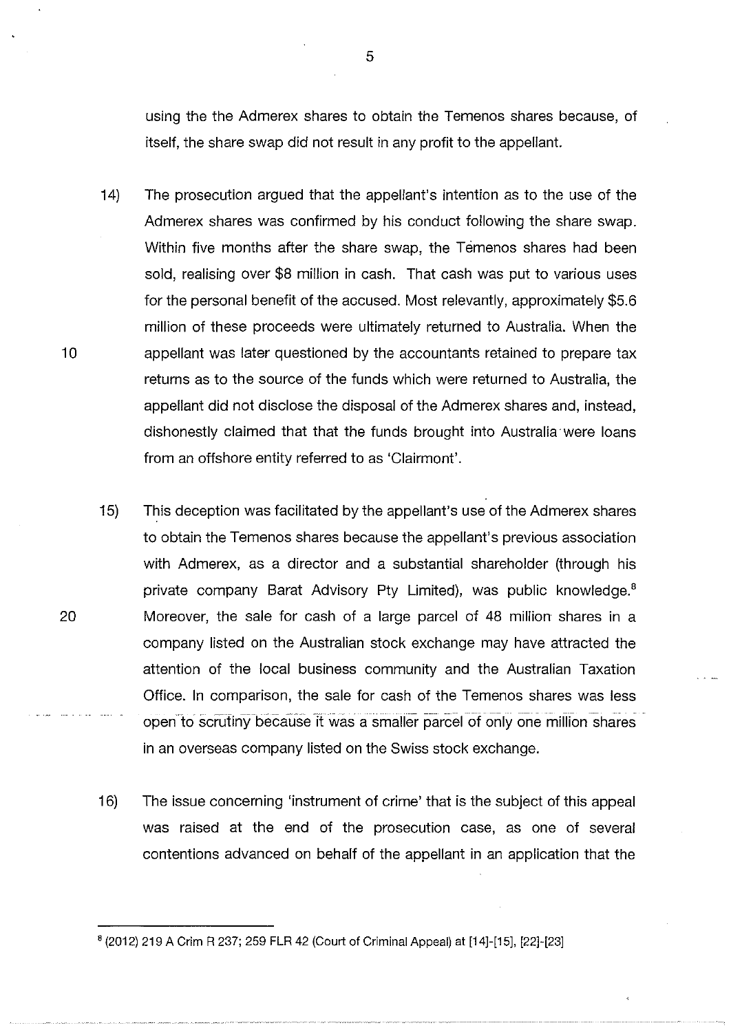using the the Admerex shares to obtain the Temenos shares because, of itself, the share swap did not result in any profit to the appellant.

14) The prosecution argued that the appellant's intention as to the use of the Admerex shares was confirmed by his conduct following the share swap. Within five months after the share swap, the Temenos shares had been sold, realising over $8 million in cash. That cash was put to various uses for the personal benefit of the accused. Most relevantly, approximately $5.6 million of these proceeds were ultimately returned to Australia. When the appellant was later questioned by the accountants retained to prepare tax returns as to the source of the funds which were returned to Australia, the appellant did not disclose the disposal of the Admerex shares and, instead, dishonestly claimed that that the funds brought into Australia were loans from an offshore entity referred to as 'Clairmont'.

15) This deception was facilitated by the appellant's use of the Admerex shares to obtain the Temenos shares because the appellant's previous association with Admerex, as a director and a substantial shareholder (through his private company Barat Advisory Pty Limited), was public knowledge.[8] Moreover, the sale for cash of a large parcel of 48 million shares in a company listed on the Australian stock exchange may have attracted the attention of the local business community and the Australian Taxation Office. In comparison, the sale for cash of the Temenos shares was less open to scrutiny because it was a smaller parcel of only one million shares in an overseas company listed on the Swiss stock exchange.

16) The issue concerning 'instrument of crime' that is the subject of this appeal was raised at the end of the prosecution case, as one of several contentions advanced on behalf of the appellant in an application that the

[8] (2012) 219 A Crim R 237; 259 FLR 42 (Court of Criminal Appeal) at [14]-[15], [22]-[23]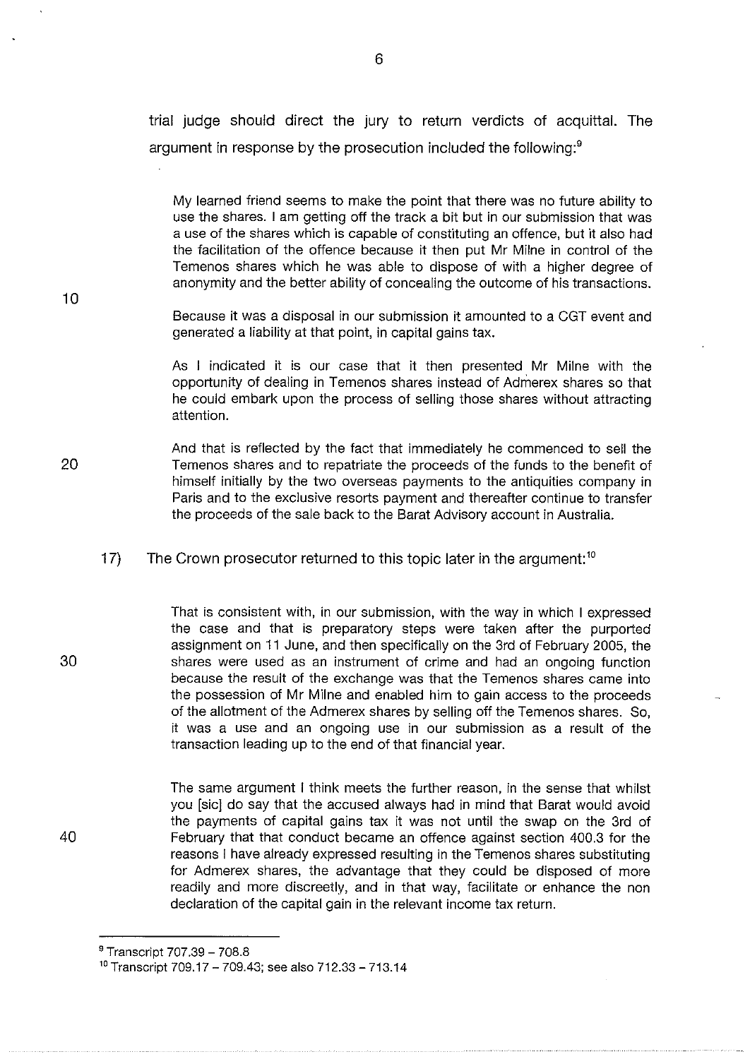trial judge should direct the jury to return verdicts of acquittal. The argument in response by the prosecution included the following:[9]

> My learned friend seems to make the point that there was no future ability to use the shares. I am getting off the track a bit but in our submission that was a use of the shares which is capable of constituting an offence, but it also had the facilitation of the offence because it then put Mr Milne in control of the Temenos shares which he was able to dispose of with a higher degree of anonymity and the better ability of concealing the outcome of his transactions.
>
> Because it was a disposal in our submission it amounted to a CGT event and generated a liability at that point, in capital gains tax.
>
> As I indicated it is our case that it then presented Mr Milne with the opportunity of dealing in Temenos shares instead of Admerex shares so that he could embark upon the process of selling those shares without attracting attention.
>
> And that is reflected by the fact that immediately he commenced to sell the Temenos shares and to repatriate the proceeds of the funds to the benefit of himself initially by the two overseas payments to the antiquities company in Paris and to the exclusive resorts payment and thereafter continue to transfer the proceeds of the sale back to the Barat Advisory account in Australia.

17) The Crown prosecutor returned to this topic later in the argument:[10]

> That is consistent with, in our submission, with the way in which I expressed the case and that is preparatory steps were taken after the purported assignment on 11 June, and then specifically on the 3rd of February 2005, the shares were used as an instrument of crime and had an ongoing function because the result of the exchange was that the Temenos shares came into the possession of Mr Milne and enabled him to gain access to the proceeds of the allotment of the Admerex shares by selling off the Temenos shares. So, it was a use and an ongoing use in our submission as a result of the transaction leading up to the end of that financial year.
>
> The same argument I think meets the further reason, in the sense that whilst you [sic] do say that the accused always had in mind that Barat would avoid the payments of capital gains tax it was not until the swap on the 3rd of February that that conduct became an offence against section 400.3 for the reasons I have already expressed resulting in the Temenos shares substituting for Admerex shares, the advantage that they could be disposed of more readily and more discreetly, and in that way, facilitate or enhance the non declaration of the capital gain in the relevant income tax return.

---

[9] Transcript 707.39 – 708.8

[10] Transcript 709.17 – 709.43; see also 712.33 – 713.14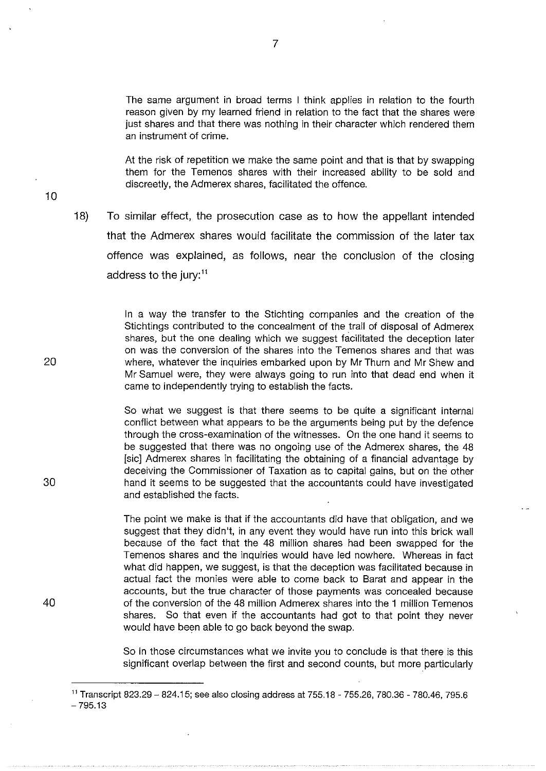> The same argument in broad terms I think applies in relation to the fourth reason given by my learned friend in relation to the fact that the shares were just shares and that there was nothing in their character which rendered them an instrument of crime.
>
> At the risk of repetition we make the same point and that is that by swapping them for the Temenos shares with their increased ability to be sold and discreetly, the Admerex shares, facilitated the offence.

18) To similar effect, the prosecution case as to how the appellant intended that the Admerex shares would facilitate the commission of the later tax offence was explained, as follows, near the conclusion of the closing address to the jury:[11]

> In a way the transfer to the Stichting companies and the creation of the Stichtings contributed to the concealment of the trail of disposal of Admerex shares, but the one dealing which we suggest facilitated the deception later on was the conversion of the shares into the Temenos shares and that was where, whatever the inquiries embarked upon by Mr Thurn and Mr Shew and Mr Samuel were, they were always going to run into that dead end when it came to independently trying to establish the facts.
>
> So what we suggest is that there seems to be quite a significant internal conflict between what appears to be the arguments being put by the defence through the cross-examination of the witnesses. On the one hand it seems to be suggested that there was no ongoing use of the Admerex shares, the 48 [sic] Admerex shares in facilitating the obtaining of a financial advantage by deceiving the Commissioner of Taxation as to capital gains, but on the other hand it seems to be suggested that the accountants could have investigated and established the facts.
>
> The point we make is that if the accountants did have that obligation, and we suggest that they didn't, in any event they would have run into this brick wall because of the fact that the 48 million shares had been swapped for the Temenos shares and the inquiries would have led nowhere. Whereas in fact what did happen, we suggest, is that the deception was facilitated because in actual fact the monies were able to come back to Barat and appear in the accounts, but the true character of those payments was concealed because of the conversion of the 48 million Admerex shares into the 1 million Temenos shares. So that even if the accountants had got to that point they never would have been able to go back beyond the swap.
>
> So in those circumstances what we invite you to conclude is that there is this significant overlap between the first and second counts, but more particularly

---

[11] Transcript 823.29 – 824.15; see also closing address at 755.18 - 755.26, 780.36 - 780.46, 795.6 – 795.13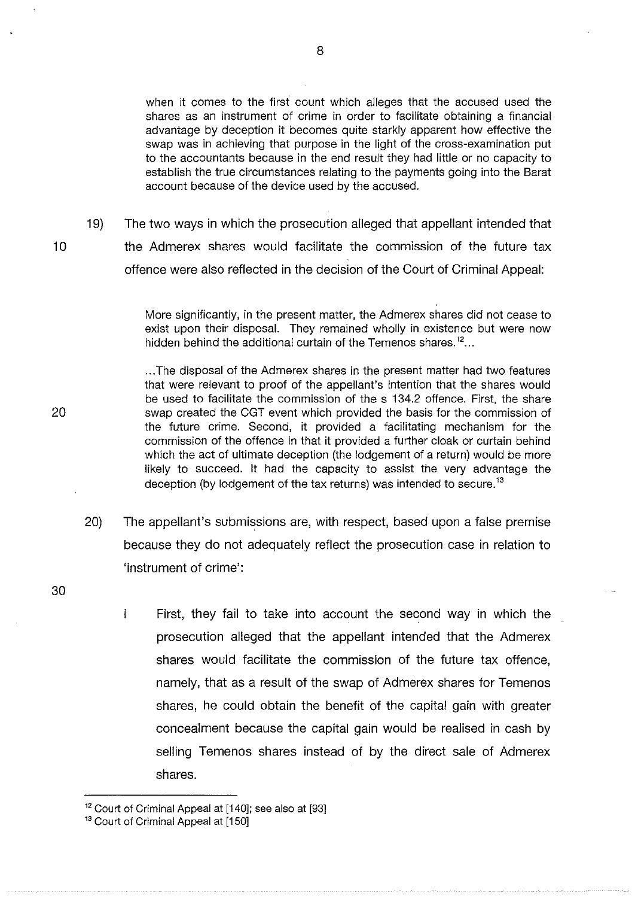> when it comes to the first count which alleges that the accused used the shares as an instrument of crime in order to facilitate obtaining a financial advantage by deception it becomes quite starkly apparent how effective the swap was in achieving that purpose in the light of the cross-examination put to the accountants because in the end result they had little or no capacity to establish the true circumstances relating to the payments going into the Barat account because of the device used by the accused.

19) The two ways in which the prosecution alleged that appellant intended that the Admerex shares would facilitate the commission of the future tax offence were also reflected in the decision of the Court of Criminal Appeal:

> More significantly, in the present matter, the Admerex shares did not cease to exist upon their disposal. They remained wholly in existence but were now hidden behind the additional curtain of the Temenos shares.[12]...
>
> ...The disposal of the Admerex shares in the present matter had two features that were relevant to proof of the appellant's intention that the shares would be used to facilitate the commission of the s 134.2 offence. First, the share swap created the CGT event which provided the basis for the commission of the future crime. Second, it provided a facilitating mechanism for the commission of the offence in that it provided a further cloak or curtain behind which the act of ultimate deception (the lodgement of a return) would be more likely to succeed. It had the capacity to assist the very advantage the deception (by lodgement of the tax returns) was intended to secure.[13]

20) The appellant's submissions are, with respect, based upon a false premise because they do not adequately reflect the prosecution case in relation to 'instrument of crime':

   i First, they fail to take into account the second way in which the prosecution alleged that the appellant intended that the Admerex shares would facilitate the commission of the future tax offence, namely, that as a result of the swap of Admerex shares for Temenos shares, he could obtain the benefit of the capital gain with greater concealment because the capital gain would be realised in cash by selling Temenos shares instead of by the direct sale of Admerex shares.

---

[12] Court of Criminal Appeal at [140]; see also at [93]

[13] Court of Criminal Appeal at [150]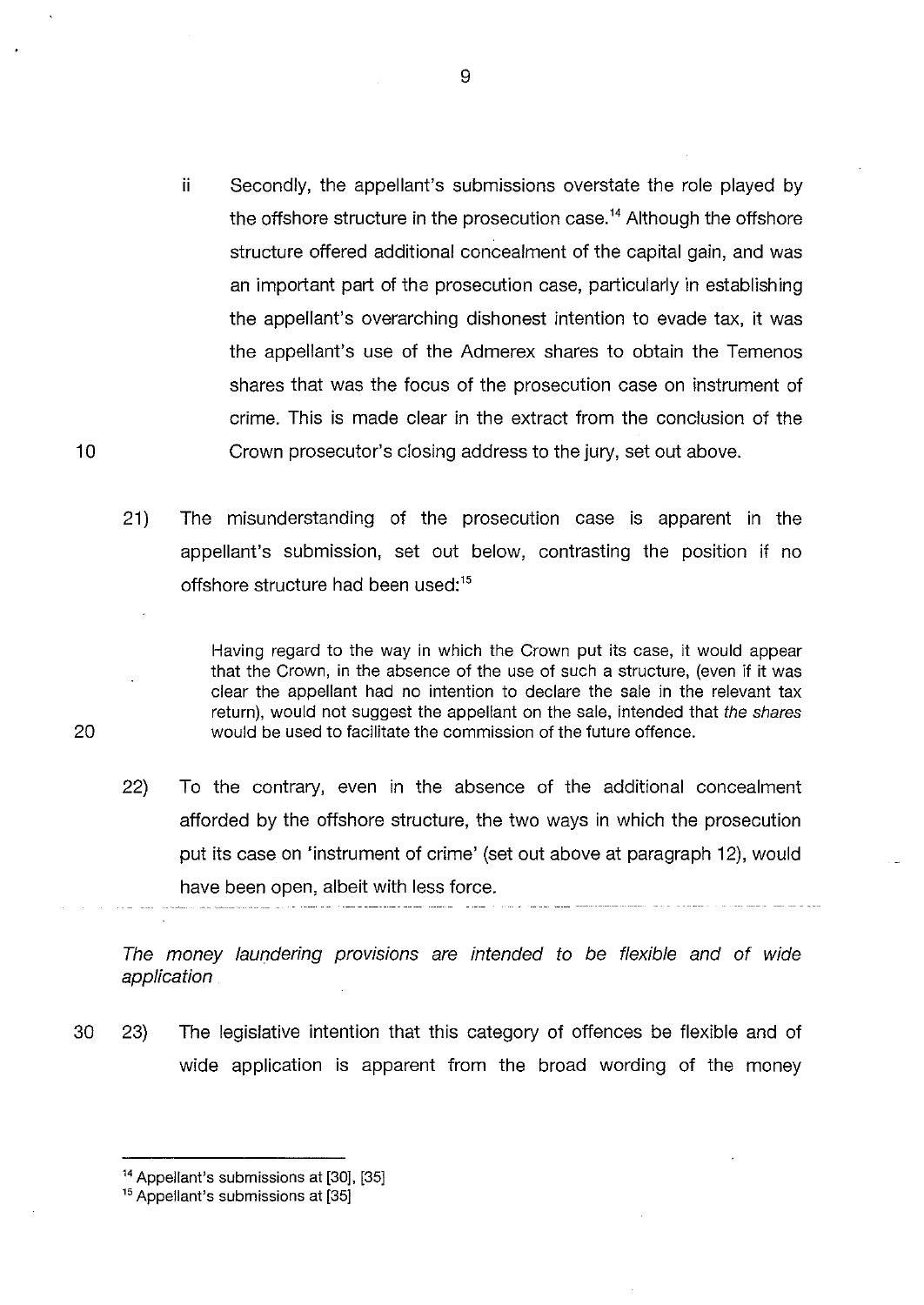ii Secondly, the appellant's submissions overstate the role played by the offshore structure in the prosecution case.[14] Although the offshore structure offered additional concealment of the capital gain, and was an important part of the prosecution case, particularly in establishing the appellant's overarching dishonest intention to evade tax, it was the appellant's use of the Admerex shares to obtain the Temenos shares that was the focus of the prosecution case on instrument of crime. This is made clear in the extract from the conclusion of the Crown prosecutor's closing address to the jury, set out above.

21) The misunderstanding of the prosecution case is apparent in the appellant's submission, set out below, contrasting the position if no offshore structure had been used:[15]

> Having regard to the way in which the Crown put its case, it would appear that the Crown, in the absence of the use of such a structure, (even if it was clear the appellant had no intention to declare the sale in the relevant tax return), would not suggest the appellant on the sale, intended that *the shares* would be used to facilitate the commission of the future offence.

22) To the contrary, even in the absence of the additional concealment afforded by the offshore structure, the two ways in which the prosecution put its case on 'instrument of crime' (set out above at paragraph 12), would have been open, albeit with less force.

*The money laundering provisions are intended to be flexible and of wide application*

23) The legislative intention that this category of offences be flexible and of wide application is apparent from the broad wording of the money

---

[14] Appellant's submissions at [30], [35]

[15] Appellant's submissions at [35]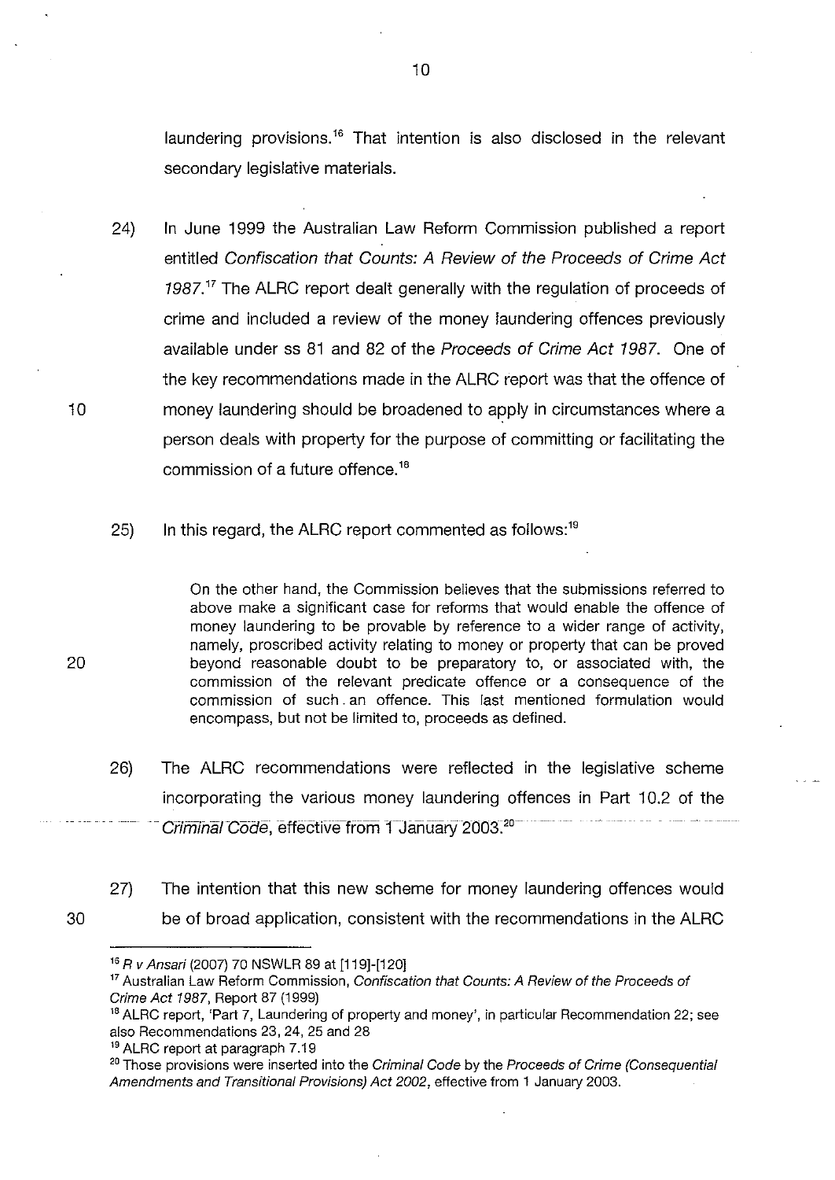laundering provisions.[16] That intention is also disclosed in the relevant secondary legislative materials.

24) In June 1999 the Australian Law Reform Commission published a report entitled *Confiscation that Counts: A Review of the Proceeds of Crime Act 1987*.[17] The ALRC report dealt generally with the regulation of proceeds of crime and included a review of the money laundering offences previously available under ss 81 and 82 of the *Proceeds of Crime Act 1987*. One of the key recommendations made in the ALRC report was that the offence of money laundering should be broadened to apply in circumstances where a person deals with property for the purpose of committing or facilitating the commission of a future offence.[18]

25) In this regard, the ALRC report commented as follows:[19]

> On the other hand, the Commission believes that the submissions referred to above make a significant case for reforms that would enable the offence of money laundering to be provable by reference to a wider range of activity, namely, proscribed activity relating to money or property that can be proved beyond reasonable doubt to be preparatory to, or associated with, the commission of the relevant predicate offence or a consequence of the commission of such an offence. This last mentioned formulation would encompass, but not be limited to, proceeds as defined.

26) The ALRC recommendations were reflected in the legislative scheme incorporating the various money laundering offences in Part 10.2 of the *Criminal Code*, effective from 1 January 2003.[20]

27) The intention that this new scheme for money laundering offences would be of broad application, consistent with the recommendations in the ALRC

---

[16] *R v Ansari* (2007) 70 NSWLR 89 at [119]-[120]

[17] Australian Law Reform Commission, *Confiscation that Counts: A Review of the Proceeds of Crime Act 1987*, Report 87 (1999)

[18] ALRC report, 'Part 7, Laundering of property and money', in particular Recommendation 22; see also Recommendations 23, 24, 25 and 28

[19] ALRC report at paragraph 7.19

[20] Those provisions were inserted into the *Criminal Code* by the *Proceeds of Crime (Consequential Amendments and Transitional Provisions) Act 2002*, effective from 1 January 2003.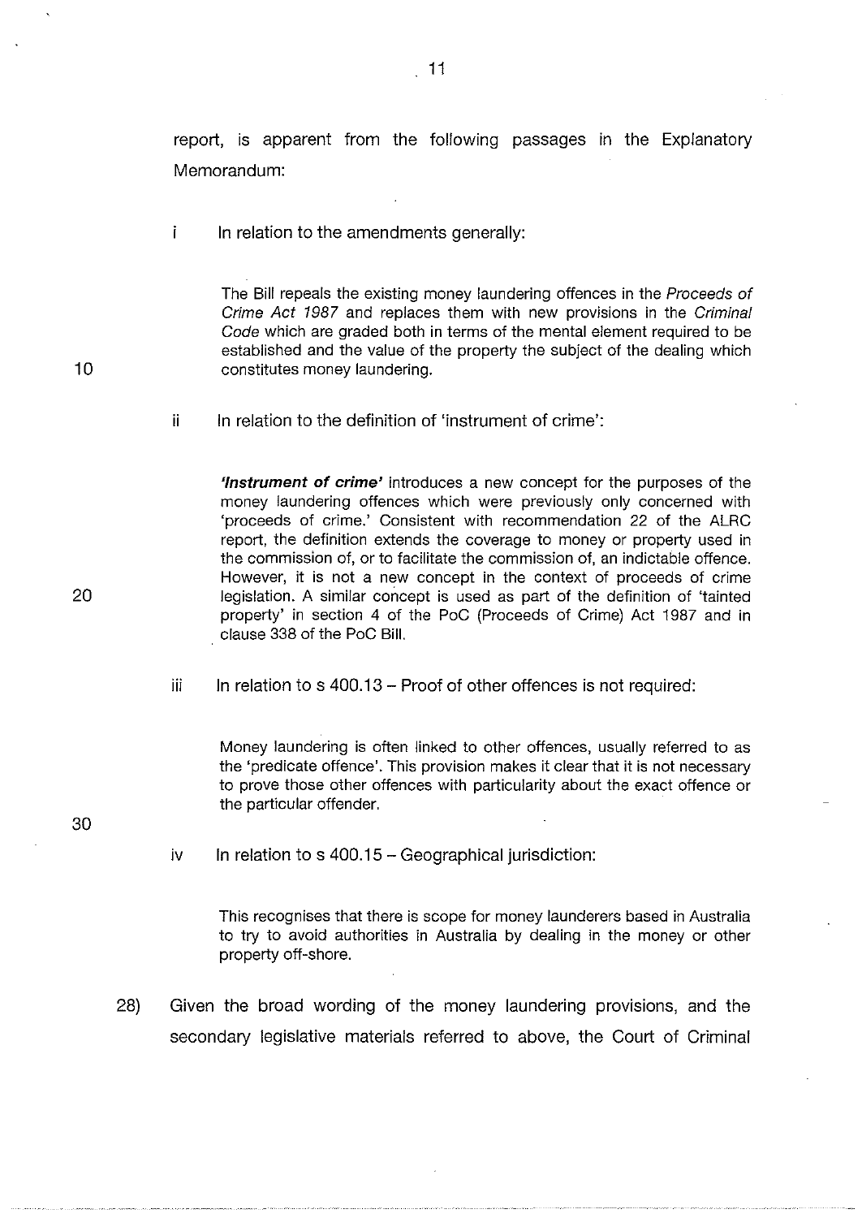report, is apparent from the following passages in the Explanatory Memorandum:

i In relation to the amendments generally:

> The Bill repeals the existing money laundering offences in the *Proceeds of Crime Act 1987* and replaces them with new provisions in the *Criminal Code* which are graded both in terms of the mental element required to be established and the value of the property the subject of the dealing which constitutes money laundering.

ii In relation to the definition of 'instrument of crime':

> ***'Instrument of crime'*** introduces a new concept for the purposes of the money laundering offences which were previously only concerned with 'proceeds of crime.' Consistent with recommendation 22 of the ALRC report, the definition extends the coverage to money or property used in the commission of, or to facilitate the commission of, an indictable offence. However, it is not a new concept in the context of proceeds of crime legislation. A similar concept is used as part of the definition of 'tainted property' in section 4 of the PoC (Proceeds of Crime) Act 1987 and in clause 338 of the PoC Bill.

iii In relation to s 400.13 – Proof of other offences is not required:

> Money laundering is often linked to other offences, usually referred to as the 'predicate offence'. This provision makes it clear that it is not necessary to prove those other offences with particularity about the exact offence or the particular offender.

iv In relation to s 400.15 – Geographical jurisdiction:

> This recognises that there is scope for money launderers based in Australia to try to avoid authorities in Australia by dealing in the money or other property off-shore.

28) Given the broad wording of the money laundering provisions, and the secondary legislative materials referred to above, the Court of Criminal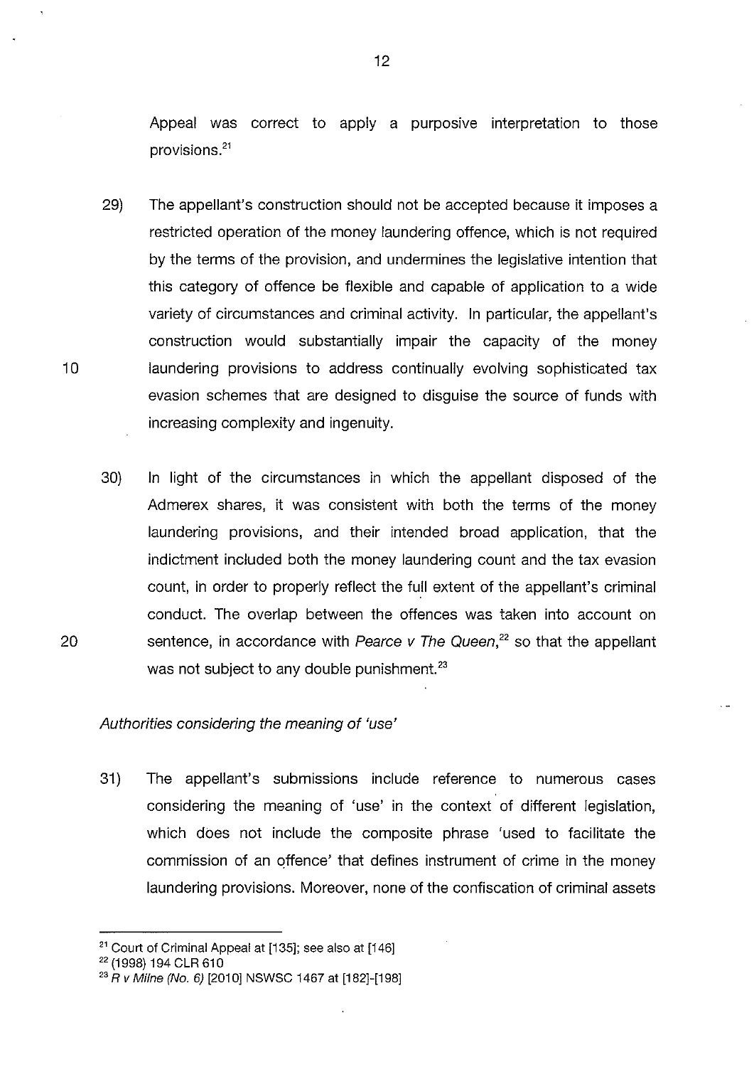Appeal was correct to apply a purposive interpretation to those provisions.[21]

29) The appellant's construction should not be accepted because it imposes a restricted operation of the money laundering offence, which is not required by the terms of the provision, and undermines the legislative intention that this category of offence be flexible and capable of application to a wide variety of circumstances and criminal activity. In particular, the appellant's construction would substantially impair the capacity of the money laundering provisions to address continually evolving sophisticated tax evasion schemes that are designed to disguise the source of funds with increasing complexity and ingenuity.

30) In light of the circumstances in which the appellant disposed of the Admerex shares, it was consistent with both the terms of the money laundering provisions, and their intended broad application, that the indictment included both the money laundering count and the tax evasion count, in order to properly reflect the full extent of the appellant's criminal conduct. The overlap between the offences was taken into account on sentence, in accordance with *Pearce v The Queen*,[22] so that the appellant was not subject to any double punishment.[23]

*Authorities considering the meaning of 'use'*

31) The appellant's submissions include reference to numerous cases considering the meaning of 'use' in the context of different legislation, which does not include the composite phrase 'used to facilitate the commission of an offence' that defines instrument of crime in the money laundering provisions. Moreover, none of the confiscation of criminal assets

---

[21] Court of Criminal Appeal at [135]; see also at [146]

[22] (1998) 194 CLR 610

[23] *R v Milne (No. 6)* [2010] NSWSC 1467 at [182]-[198]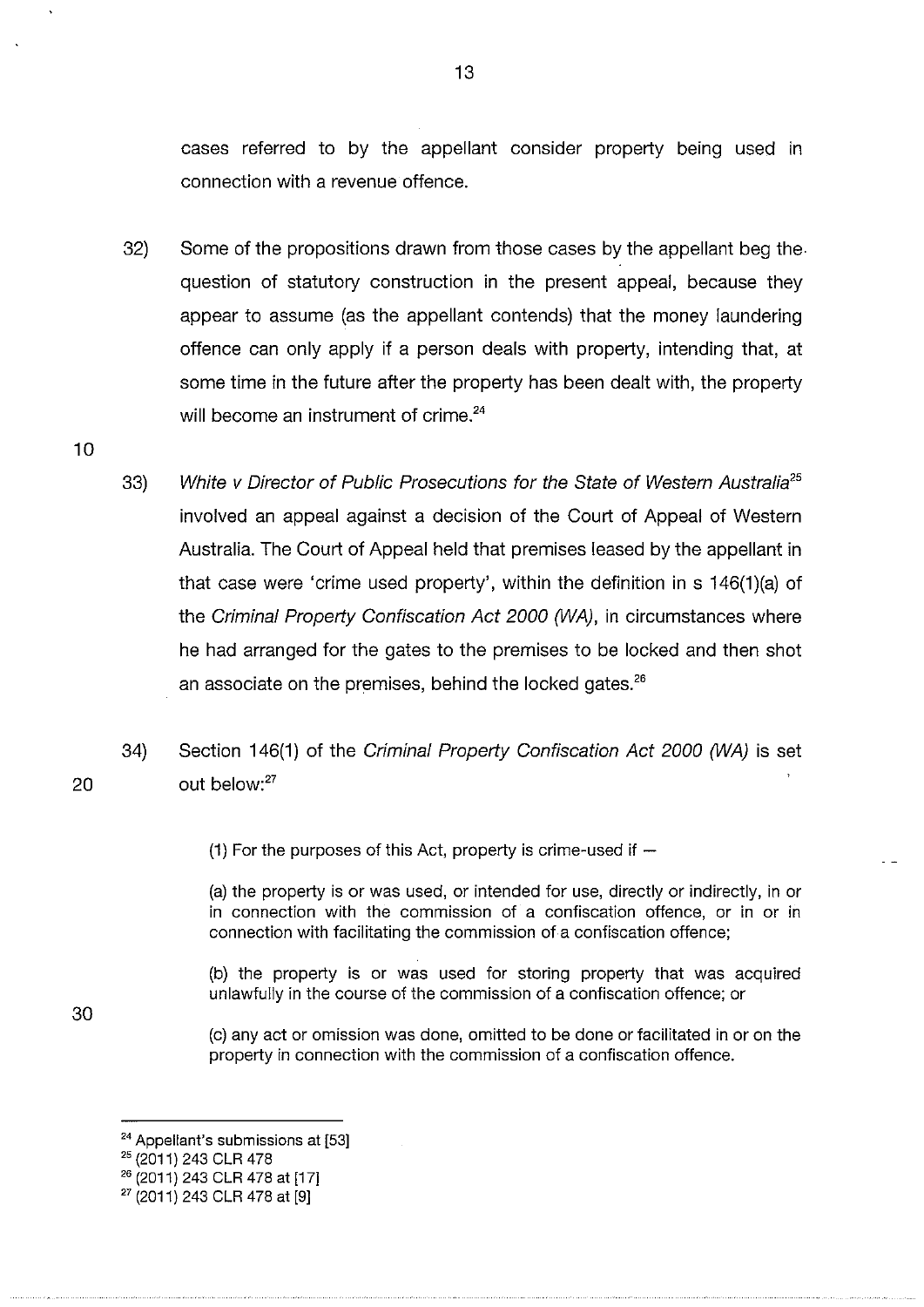cases referred to by the appellant consider property being used in connection with a revenue offence.

32) Some of the propositions drawn from those cases by the appellant beg the question of statutory construction in the present appeal, because they appear to assume (as the appellant contends) that the money laundering offence can only apply if a person deals with property, intending that, at some time in the future after the property has been dealt with, the property will become an instrument of crime.[24]

33) *White v Director of Public Prosecutions for the State of Western Australia*[25] involved an appeal against a decision of the Court of Appeal of Western Australia. The Court of Appeal held that premises leased by the appellant in that case were 'crime used property', within the definition in s 146(1)(a) of the *Criminal Property Confiscation Act 2000 (WA)*, in circumstances where he had arranged for the gates to the premises to be locked and then shot an associate on the premises, behind the locked gates.[26]

34) Section 146(1) of the *Criminal Property Confiscation Act 2000 (WA)* is set out below:[27]

> (1) For the purposes of this Act, property is crime-used if —
>
> (a) the property is or was used, or intended for use, directly or indirectly, in or in connection with the commission of a confiscation offence, or in or in connection with facilitating the commission of a confiscation offence;
>
> (b) the property is or was used for storing property that was acquired unlawfully in the course of the commission of a confiscation offence; or
>
> (c) any act or omission was done, omitted to be done or facilitated in or on the property in connection with the commission of a confiscation offence.

---

[24] Appellant's submissions at [53]

[25] (2011) 243 CLR 478

[26] (2011) 243 CLR 478 at [17]

[27] (2011) 243 CLR 478 at [9]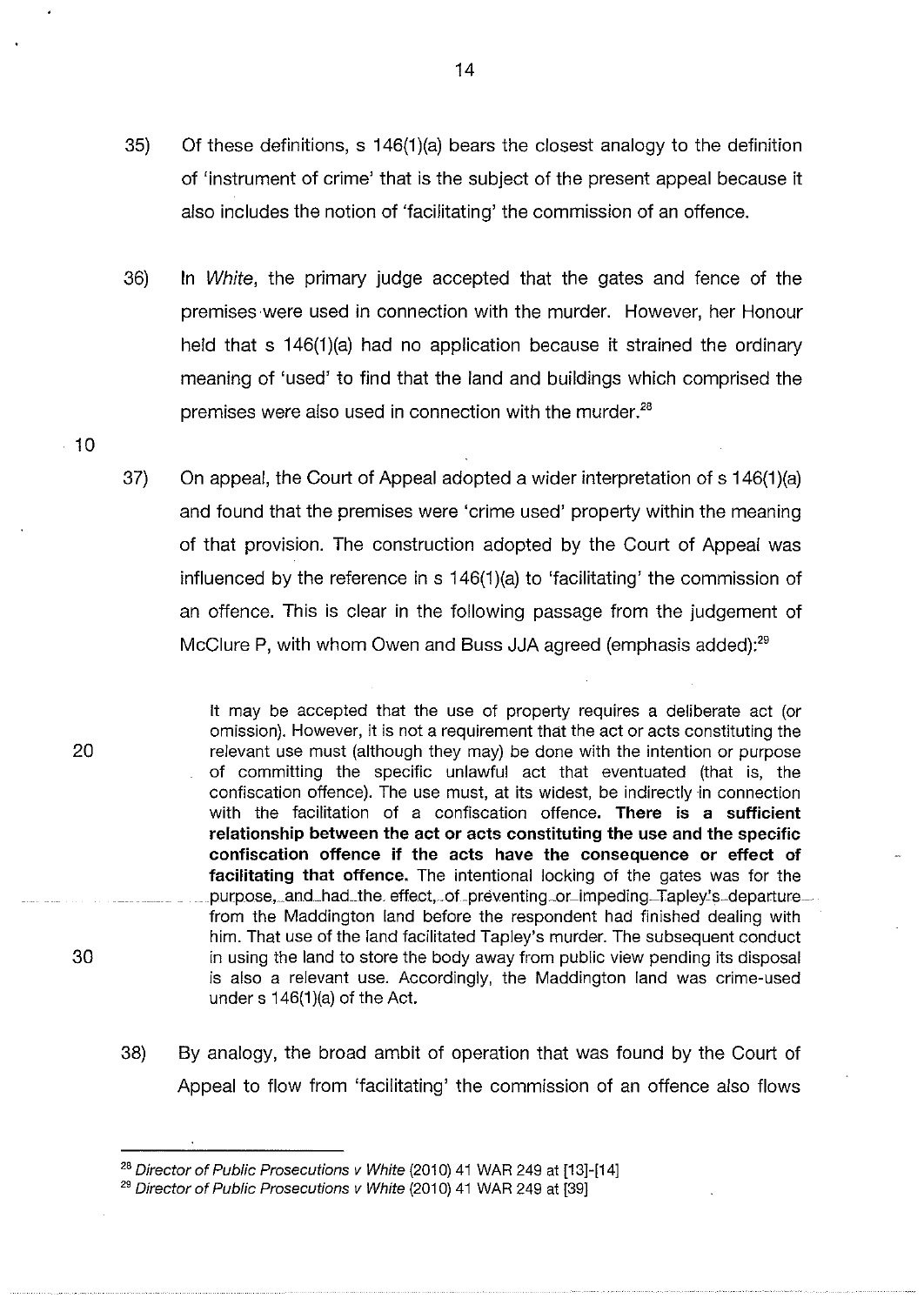35) Of these definitions, s 146(1)(a) bears the closest analogy to the definition of 'instrument of crime' that is the subject of the present appeal because it also includes the notion of 'facilitating' the commission of an offence.

36) In *White*, the primary judge accepted that the gates and fence of the premises were used in connection with the murder. However, her Honour held that s 146(1)(a) had no application because it strained the ordinary meaning of 'used' to find that the land and buildings which comprised the premises were also used in connection with the murder.[28]

37) On appeal, the Court of Appeal adopted a wider interpretation of s 146(1)(a) and found that the premises were 'crime used' property within the meaning of that provision. The construction adopted by the Court of Appeal was influenced by the reference in s 146(1)(a) to 'facilitating' the commission of an offence. This is clear in the following passage from the judgement of McClure P, with whom Owen and Buss JJA agreed (emphasis added):[29]

> It may be accepted that the use of property requires a deliberate act (or omission). However, it is not a requirement that the act or acts constituting the relevant use must (although they may) be done with the intention or purpose of committing the specific unlawful act that eventuated (that is, the confiscation offence). The use must, at its widest, be indirectly in connection with the facilitation of a confiscation offence. **There is a sufficient relationship between the act or acts constituting the use and the specific confiscation offence if the acts have the consequence or effect of facilitating that offence.** The intentional locking of the gates was for the purpose, and had the effect, of preventing or impeding Tapley's departure from the Maddington land before the respondent had finished dealing with him. That use of the land facilitated Tapley's murder. The subsequent conduct in using the land to store the body away from public view pending its disposal is also a relevant use. Accordingly, the Maddington land was crime-used under s 146(1)(a) of the Act.

38) By analogy, the broad ambit of operation that was found by the Court of Appeal to flow from 'facilitating' the commission of an offence also flows

---

[28] *Director of Public Prosecutions v White* (2010) 41 WAR 249 at [13]-[14]

[29] *Director of Public Prosecutions v White* (2010) 41 WAR 249 at [39]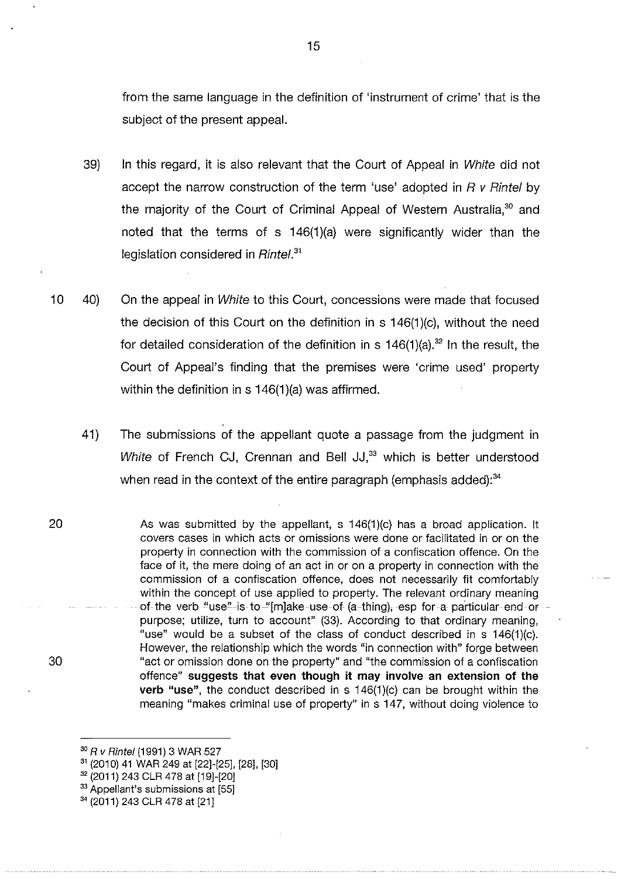from the same language in the definition of 'instrument of crime' that is the subject of the present appeal.

39) In this regard, it is also relevant that the Court of Appeal in *White* did not accept the narrow construction of the term 'use' adopted in *R v Rintel* by the majority of the Court of Criminal Appeal of Western Australia,[30] and noted that the terms of s 146(1)(a) were significantly wider than the legislation considered in *Rintel*.[31]

40) On the appeal in *White* to this Court, concessions were made that focused the decision of this Court on the definition in s 146(1)(c), without the need for detailed consideration of the definition in s 146(1)(a).[32] In the result, the Court of Appeal's finding that the premises were 'crime used' property within the definition in s 146(1)(a) was affirmed.

41) The submissions of the appellant quote a passage from the judgment in *White* of French CJ, Crennan and Bell JJ,[33] which is better understood when read in the context of the entire paragraph (emphasis added):[34]

> As was submitted by the appellant, s 146(1)(c) has a broad application. It covers cases in which acts or omissions were done or facilitated in or on the property in connection with the commission of a confiscation offence. On the face of it, the mere doing of an act in or on a property in connection with the commission of a confiscation offence, does not necessarily fit comfortably within the concept of use applied to property. The relevant ordinary meaning of the verb "use" is to "[m]ake use of (a thing), esp for a particular end or purpose; utilize, turn to account" (33). According to that ordinary meaning, "use" would be a subset of the class of conduct described in s 146(1)(c). However, the relationship which the words "in connection with" forge between "act or omission done on the property" and "the commission of a confiscation offence" **suggests that even though it may involve an extension of the verb "use"**, the conduct described in s 146(1)(c) can be brought within the meaning "makes criminal use of property" in s 147, without doing violence to

---

[30] *R v Rintel* (1991) 3 WAR 527

[31] (2010) 41 WAR 249 at [22]-[25], [28], [30]

[32] (2011) 243 CLR 478 at [19]-[20]

[33] Appellant's submissions at [55]

[34] (2011) 243 CLR 478 at [21]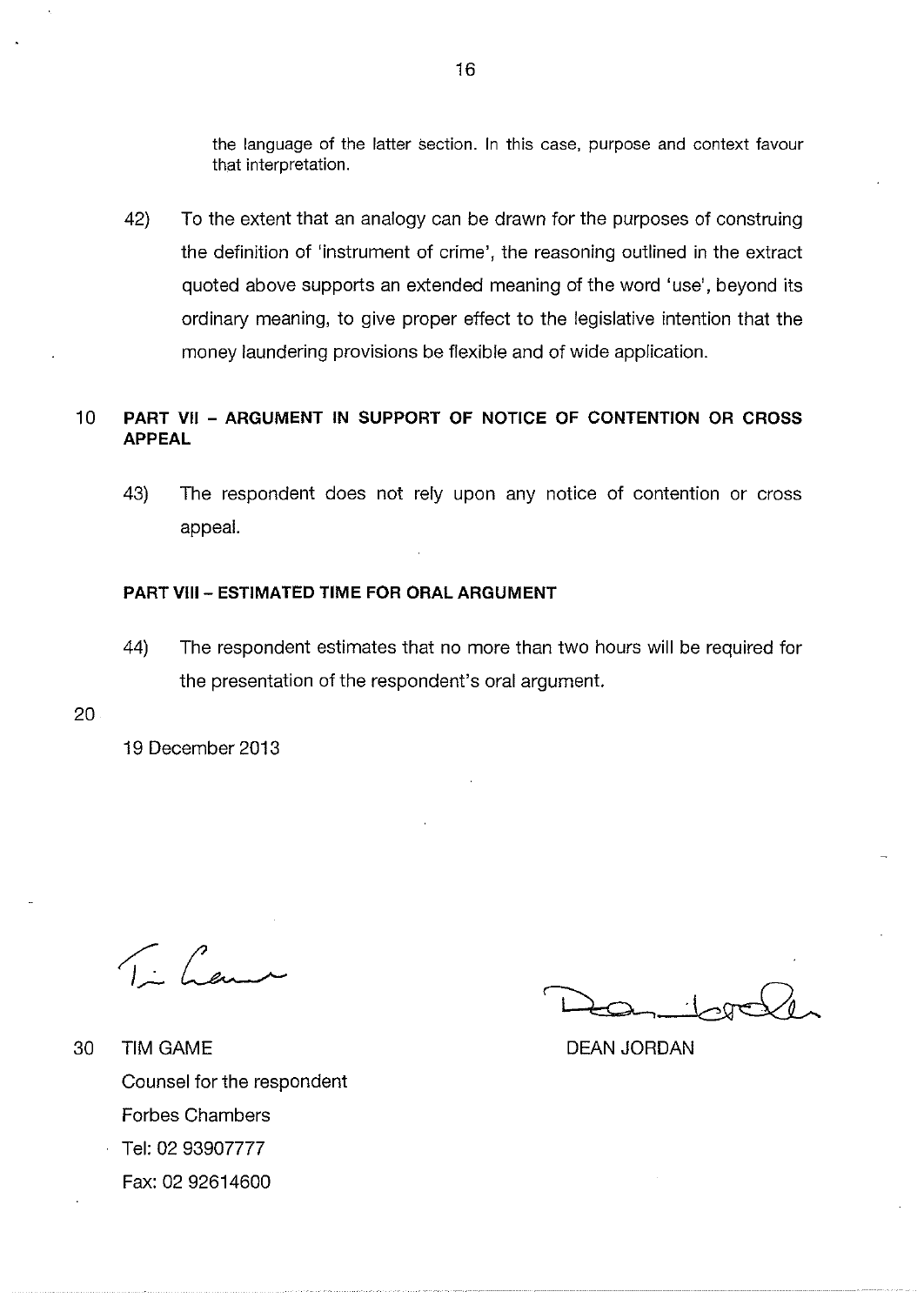the language of the latter section. In this case, purpose and context favour that interpretation.

42) To the extent that an analogy can be drawn for the purposes of construing the definition of 'instrument of crime', the reasoning outlined in the extract quoted above supports an extended meaning of the word 'use', beyond its ordinary meaning, to give proper effect to the legislative intention that the money laundering provisions be flexible and of wide application.

**PART VII – ARGUMENT IN SUPPORT OF NOTICE OF CONTENTION OR CROSS APPEAL**

43) The respondent does not rely upon any notice of contention or cross appeal.

**PART VIII – ESTIMATED TIME FOR ORAL ARGUMENT**

44) The respondent estimates that no more than two hours will be required for the presentation of the respondent's oral argument.

19 December 2013

TIM GAME
Counsel for the respondent
Forbes Chambers
Tel: 02 93907777
Fax: 02 92614600

DEAN JORDAN